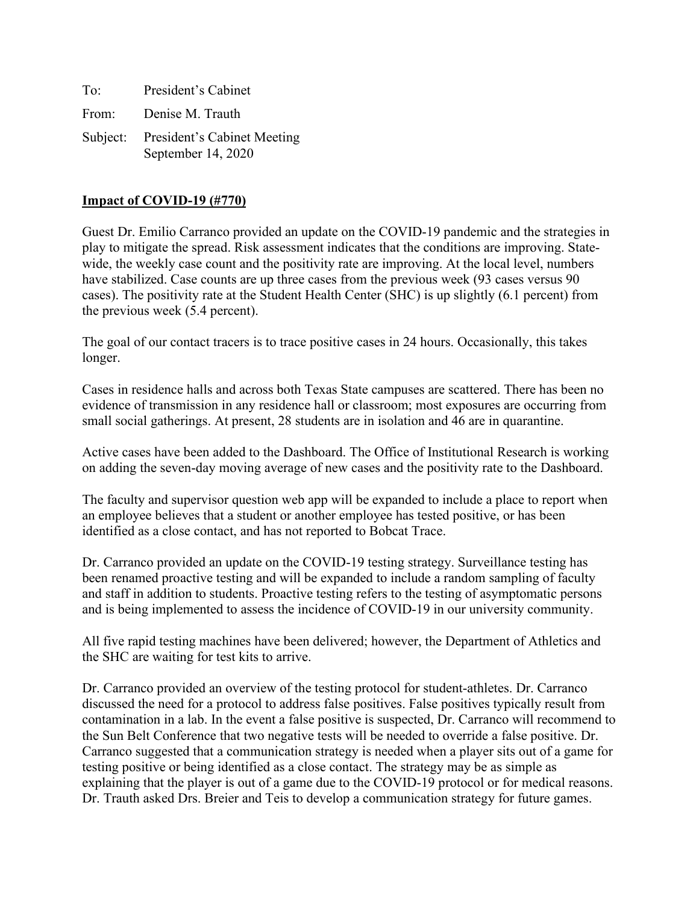To: President's Cabinet

From: Denise M. Trauth

Subject: President's Cabinet Meeting
September 14, 2020

**Impact of COVID-19 (#770)**

Guest Dr. Emilio Carranco provided an update on the COVID-19 pandemic and the strategies in play to mitigate the spread. Risk assessment indicates that the conditions are improving. Statewide, the weekly case count and the positivity rate are improving. At the local level, numbers have stabilized. Case counts are up three cases from the previous week (93 cases versus 90 cases). The positivity rate at the Student Health Center (SHC) is up slightly (6.1 percent) from the previous week (5.4 percent).

The goal of our contact tracers is to trace positive cases in 24 hours. Occasionally, this takes longer.

Cases in residence halls and across both Texas State campuses are scattered. There has been no evidence of transmission in any residence hall or classroom; most exposures are occurring from small social gatherings. At present, 28 students are in isolation and 46 are in quarantine.

Active cases have been added to the Dashboard. The Office of Institutional Research is working on adding the seven-day moving average of new cases and the positivity rate to the Dashboard.

The faculty and supervisor question web app will be expanded to include a place to report when an employee believes that a student or another employee has tested positive, or has been identified as a close contact, and has not reported to Bobcat Trace.

Dr. Carranco provided an update on the COVID-19 testing strategy. Surveillance testing has been renamed proactive testing and will be expanded to include a random sampling of faculty and staff in addition to students. Proactive testing refers to the testing of asymptomatic persons and is being implemented to assess the incidence of COVID-19 in our university community.

All five rapid testing machines have been delivered; however, the Department of Athletics and the SHC are waiting for test kits to arrive.

Dr. Carranco provided an overview of the testing protocol for student-athletes. Dr. Carranco discussed the need for a protocol to address false positives. False positives typically result from contamination in a lab. In the event a false positive is suspected, Dr. Carranco will recommend to the Sun Belt Conference that two negative tests will be needed to override a false positive. Dr. Carranco suggested that a communication strategy is needed when a player sits out of a game for testing positive or being identified as a close contact. The strategy may be as simple as explaining that the player is out of a game due to the COVID-19 protocol or for medical reasons. Dr. Trauth asked Drs. Breier and Teis to develop a communication strategy for future games.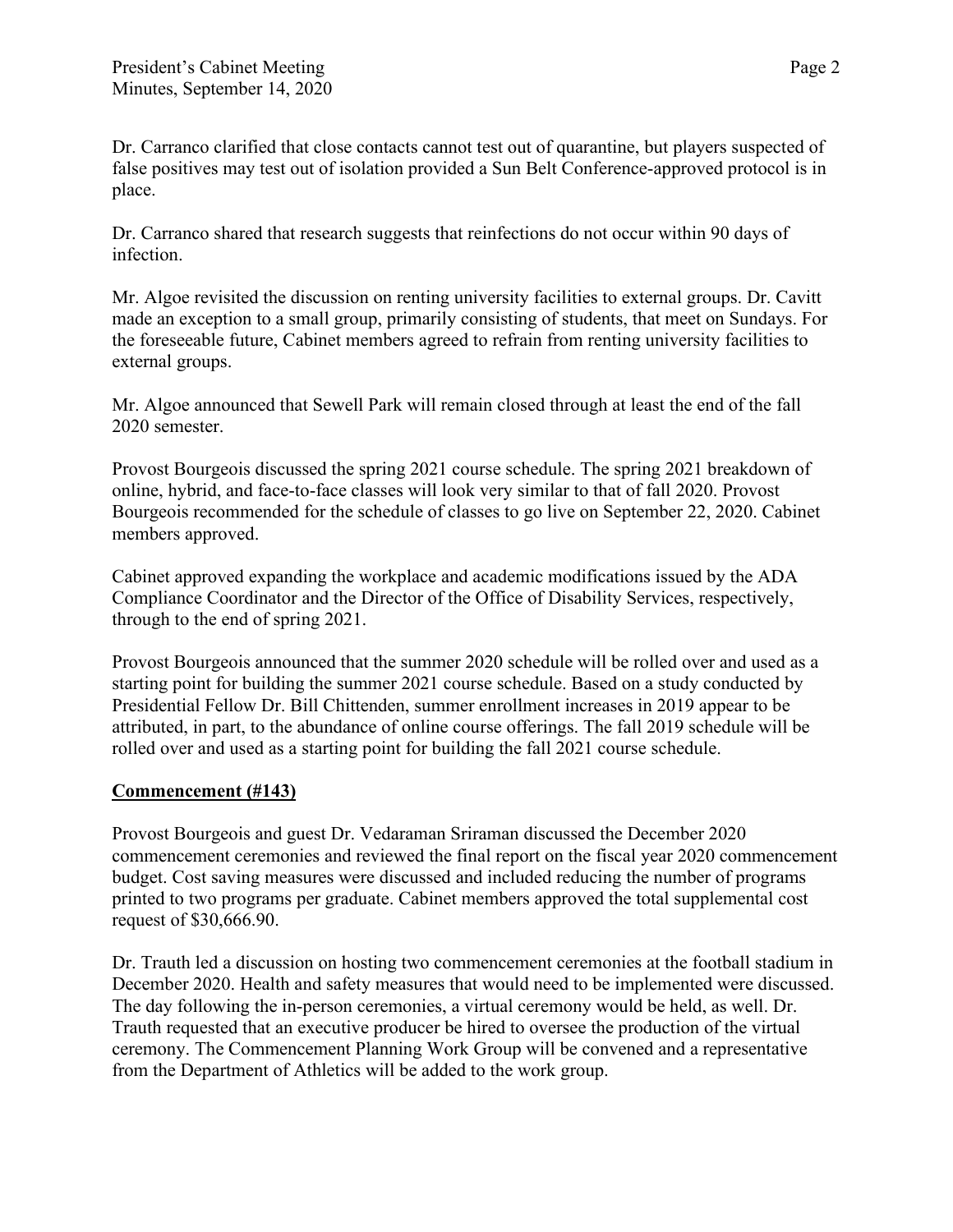Dr. Carranco clarified that close contacts cannot test out of quarantine, but players suspected of false positives may test out of isolation provided a Sun Belt Conference-approved protocol is in place.

Dr. Carranco shared that research suggests that reinfections do not occur within 90 days of infection.

Mr. Algoe revisited the discussion on renting university facilities to external groups. Dr. Cavitt made an exception to a small group, primarily consisting of students, that meet on Sundays. For the foreseeable future, Cabinet members agreed to refrain from renting university facilities to external groups.

Mr. Algoe announced that Sewell Park will remain closed through at least the end of the fall 2020 semester.

Provost Bourgeois discussed the spring 2021 course schedule. The spring 2021 breakdown of online, hybrid, and face-to-face classes will look very similar to that of fall 2020. Provost Bourgeois recommended for the schedule of classes to go live on September 22, 2020. Cabinet members approved.

Cabinet approved expanding the workplace and academic modifications issued by the ADA Compliance Coordinator and the Director of the Office of Disability Services, respectively, through to the end of spring 2021.

Provost Bourgeois announced that the summer 2020 schedule will be rolled over and used as a starting point for building the summer 2021 course schedule. Based on a study conducted by Presidential Fellow Dr. Bill Chittenden, summer enrollment increases in 2019 appear to be attributed, in part, to the abundance of online course offerings. The fall 2019 schedule will be rolled over and used as a starting point for building the fall 2021 course schedule.

## Commencement (#143)

Provost Bourgeois and guest Dr. Vedaraman Sriraman discussed the December 2020 commencement ceremonies and reviewed the final report on the fiscal year 2020 commencement budget. Cost saving measures were discussed and included reducing the number of programs printed to two programs per graduate. Cabinet members approved the total supplemental cost request of $30,666.90.

Dr. Trauth led a discussion on hosting two commencement ceremonies at the football stadium in December 2020. Health and safety measures that would need to be implemented were discussed. The day following the in-person ceremonies, a virtual ceremony would be held, as well. Dr. Trauth requested that an executive producer be hired to oversee the production of the virtual ceremony. The Commencement Planning Work Group will be convened and a representative from the Department of Athletics will be added to the work group.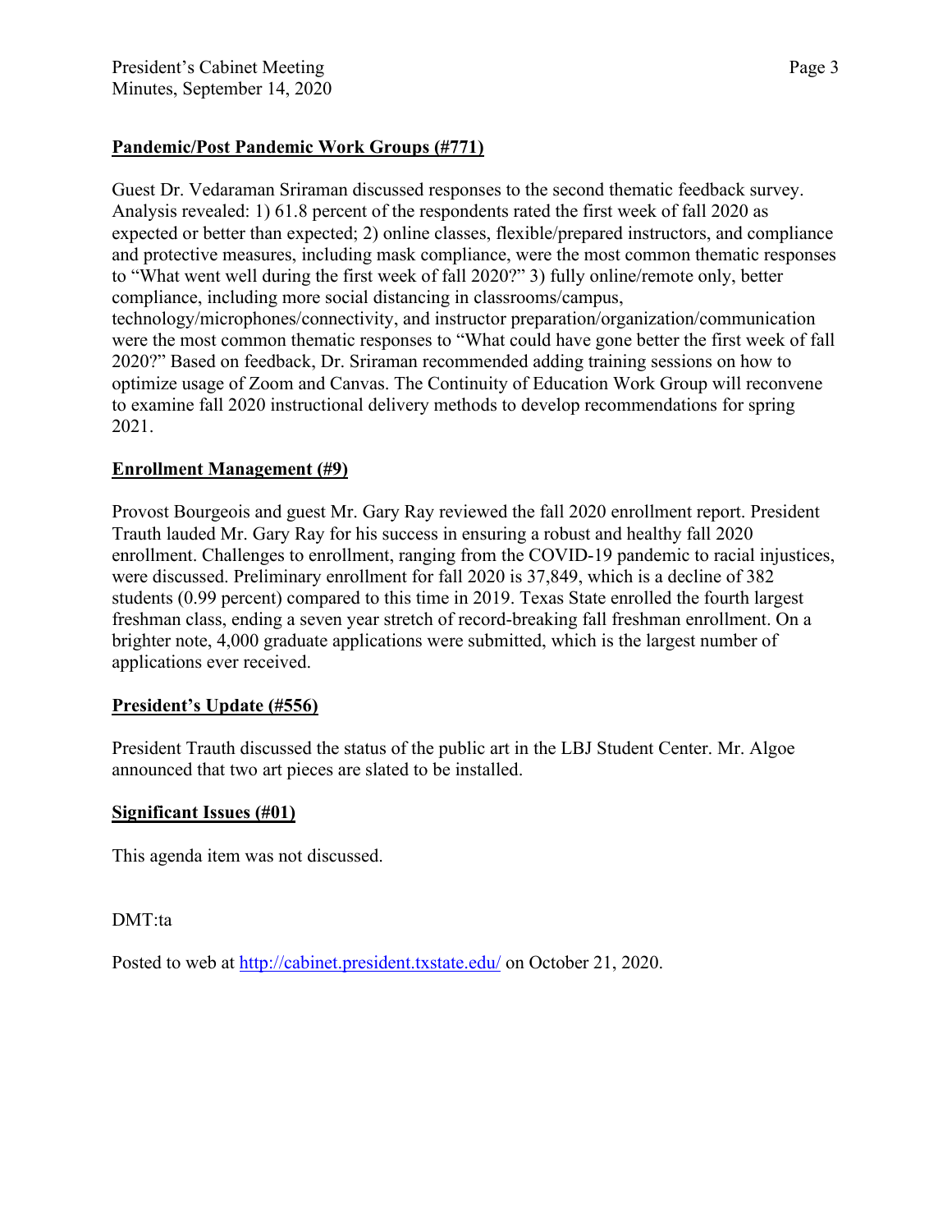## Pandemic/Post Pandemic Work Groups (#771)

Guest Dr. Vedaraman Sriraman discussed responses to the second thematic feedback survey. Analysis revealed: 1) 61.8 percent of the respondents rated the first week of fall 2020 as expected or better than expected; 2) online classes, flexible/prepared instructors, and compliance and protective measures, including mask compliance, were the most common thematic responses to “What went well during the first week of fall 2020?” 3) fully online/remote only, better compliance, including more social distancing in classrooms/campus, technology/microphones/connectivity, and instructor preparation/organization/communication were the most common thematic responses to “What could have gone better the first week of fall 2020?” Based on feedback, Dr. Sriraman recommended adding training sessions on how to optimize usage of Zoom and Canvas. The Continuity of Education Work Group will reconvene to examine fall 2020 instructional delivery methods to develop recommendations for spring 2021.

## Enrollment Management (#9)

Provost Bourgeois and guest Mr. Gary Ray reviewed the fall 2020 enrollment report. President Trauth lauded Mr. Gary Ray for his success in ensuring a robust and healthy fall 2020 enrollment. Challenges to enrollment, ranging from the COVID-19 pandemic to racial injustices, were discussed. Preliminary enrollment for fall 2020 is 37,849, which is a decline of 382 students (0.99 percent) compared to this time in 2019. Texas State enrolled the fourth largest freshman class, ending a seven year stretch of record-breaking fall freshman enrollment. On a brighter note, 4,000 graduate applications were submitted, which is the largest number of applications ever received.

## President’s Update (#556)

President Trauth discussed the status of the public art in the LBJ Student Center. Mr. Algoe announced that two art pieces are slated to be installed.

## Significant Issues (#01)

This agenda item was not discussed.

DMT:ta

Posted to web at http://cabinet.president.txstate.edu/ on October 21, 2020.